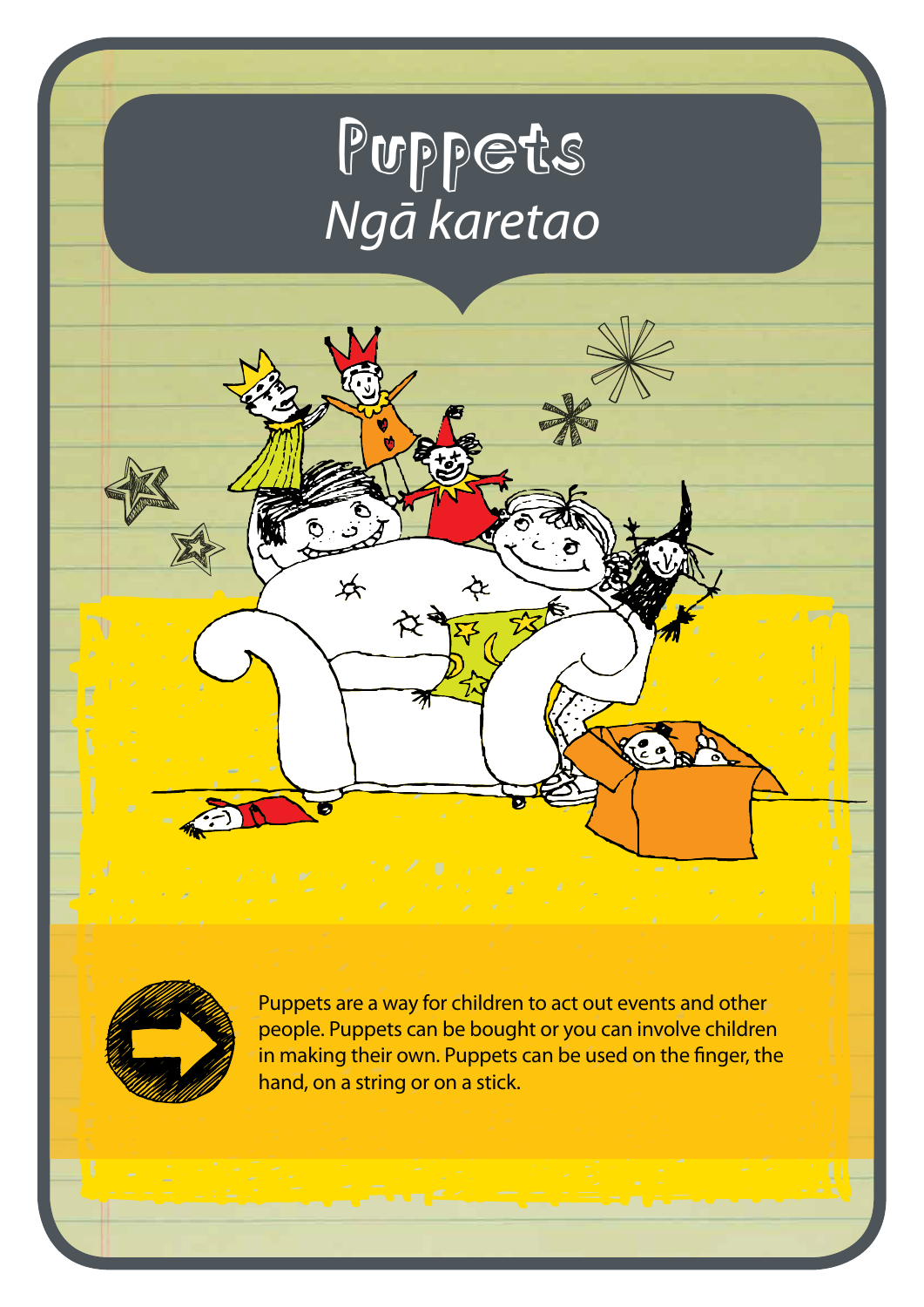# Puppets
## *Ngā karetao*

Puppets are a way for children to act out events and other people. Puppets can be bought or you can involve children in making their own. Puppets can be used on the finger, the hand, on a string or on a stick.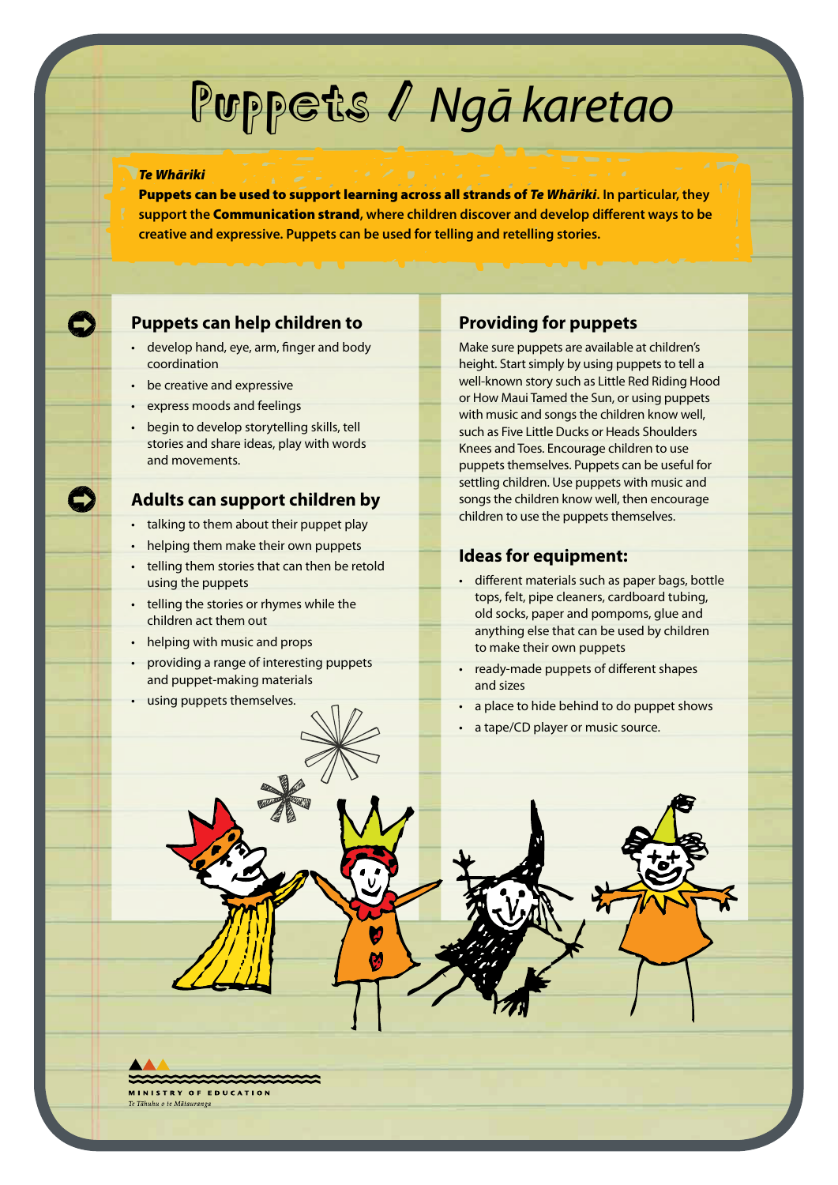# Puppets / *Ngā karetao*

***Te Whāriki***

**Puppets can be used to support learning across all strands of *Te Whāriki*.** In particular, they support the **Communication strand**, where children discover and develop different ways to be creative and expressive. Puppets can be used for telling and retelling stories.

## Puppets can help children to

- develop hand, eye, arm, finger and body coordination
- be creative and expressive
- express moods and feelings
- begin to develop storytelling skills, tell stories and share ideas, play with words and movements.

## Adults can support children by

- talking to them about their puppet play
- helping them make their own puppets
- telling them stories that can then be retold using the puppets
- telling the stories or rhymes while the children act them out
- helping with music and props
- providing a range of interesting puppets and puppet-making materials
- using puppets themselves.

## Providing for puppets

Make sure puppets are available at children's height. Start simply by using puppets to tell a well-known story such as Little Red Riding Hood or How Maui Tamed the Sun, or using puppets with music and songs the children know well, such as Five Little Ducks or Heads Shoulders Knees and Toes. Encourage children to use puppets themselves. Puppets can be useful for settling children. Use puppets with music and songs the children know well, then encourage children to use the puppets themselves.

## Ideas for equipment:

- different materials such as paper bags, bottle tops, felt, pipe cleaners, cardboard tubing, old socks, paper and pompoms, glue and anything else that can be used by children to make their own puppets
- ready-made puppets of different shapes and sizes
- a place to hide behind to do puppet shows
- a tape/CD player or music source.

MINISTRY OF EDUCATION
*Te Tāhuhu o te Mātauranga*